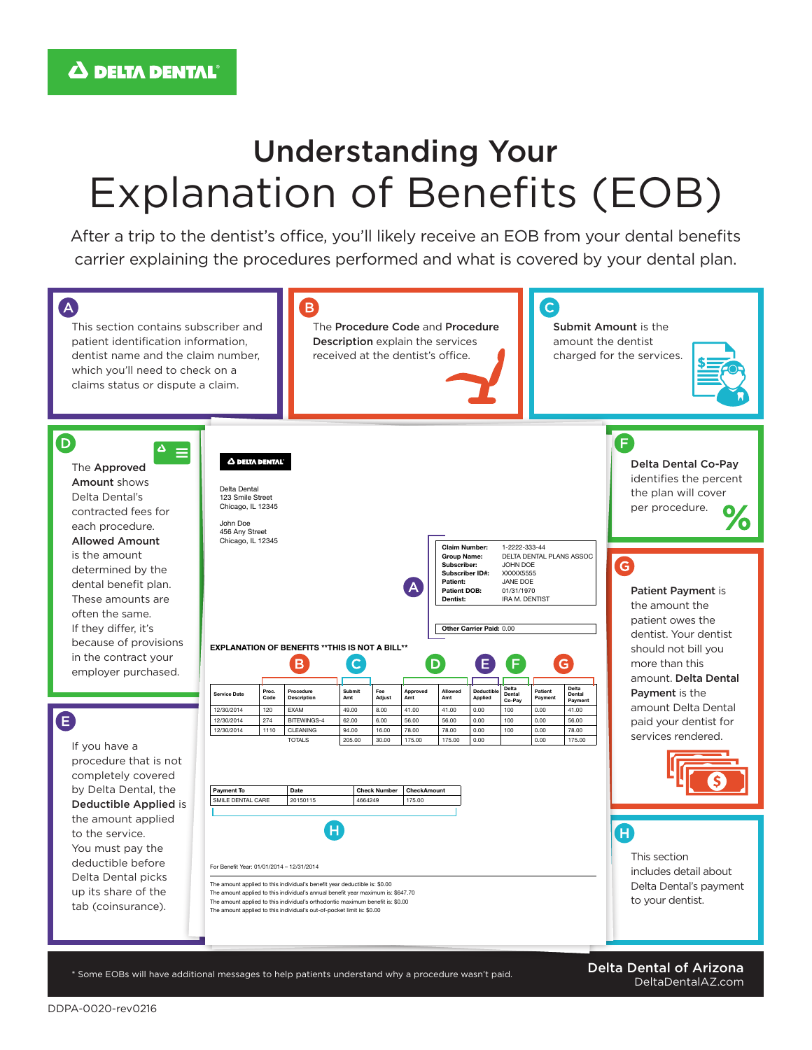DELTA DENTAL

# Understanding Your
# Explanation of Benefits (EOB)

After a trip to the dentist's office, you'll likely receive an EOB from your dental benefits carrier explaining the procedures performed and what is covered by your dental plan.

**A** This section contains subscriber and patient identification information, dentist name and the claim number, which you'll need to check on a claims status or dispute a claim.

**B** The **Procedure Code** and **Procedure Description** explain the services received at the dentist's office.

**C** **Submit Amount** is the amount the dentist charged for the services.

**D** The **Approved Amount** shows Delta Dental's contracted fees for each procedure. **Allowed Amount** is the amount determined by the dental benefit plan. These amounts are often the same. If they differ, it's because of provisions in the contract your employer purchased.

**E** If you have a procedure that is not completely covered by Delta Dental, the **Deductible Applied** is the amount applied to the service. You must pay the deductible before Delta Dental picks up its share of the tab (coinsurance).

**F** **Delta Dental Co-Pay** identifies the percent the plan will cover per procedure.

**G** **Patient Payment** is the amount the patient owes the dentist. Your dentist should not bill you more than this amount. **Delta Dental Payment** is the amount Delta Dental paid your dentist for services rendered.

**H** This section includes detail about Delta Dental's payment to your dentist.

---

DELTA DENTAL

Delta Dental
123 Smile Street
Chicago, IL 12345

John Doe
456 Any Street
Chicago, IL 12345

| | |
|---|---|
| **Claim Number:** | 1-2222-333-44 |
| **Group Name:** | DELTA DENTAL PLANS ASSOC |
| **Subscriber:** | JOHN DOE |
| **Subscriber ID#:** | XXXXX5555 |
| **Patient:** | JANE DOE |
| **Patient DOB:** | 01/31/1970 |
| **Dentist:** | IRA M. DENTIST |

Other Carrier Paid: 0.00

**EXPLANATION OF BENEFITS \*\*THIS IS NOT A BILL\*\***

| Service Date | Proc. Code | Procedure Description | Submit Amt | Fee Adjust | Approved Amt | Allowed Amt | Deductible Applied | Delta Dental Co-Pay | Patient Payment | Delta Dental Payment |
|---|---|---|---|---|---|---|---|---|---|---|
| 12/30/2014 | 120 | EXAM | 49.00 | 8.00 | 41.00 | 41.00 | 0.00 | 100 | 0.00 | 41.00 |
| 12/30/2014 | 274 | BITEWINGS-4 | 62.00 | 6.00 | 56.00 | 56.00 | 0.00 | 100 | 0.00 | 56.00 |
| 12/30/2014 | 1110 | CLEANING | 94.00 | 16.00 | 78.00 | 78.00 | 0.00 | 100 | 0.00 | 78.00 |
| | | TOTALS | 205.00 | 30.00 | 175.00 | 175.00 | 0.00 | | 0.00 | 175.00 |

| Payment To | Date | Check Number | CheckAmount |
|---|---|---|---|
| SMILE DENTAL CARE | 20150115 | 4664249 | 175.00 |

For Benefit Year: 01/01/2014 – 12/31/2014

The amount applied to this individual's benefit year deductible is: $0.00
The amount applied to this individual's annual benefit year maximum is: $647.70
The amount applied to this individual's orthodontic maximum benefit is: $0.00
The amount applied to this individual's out-of-pocket limit is: $0.00

\* Some EOBs will have additional messages to help patients understand why a procedure wasn't paid.

**Delta Dental of Arizona**
DeltaDentalAZ.com

DDPA-0020-rev0216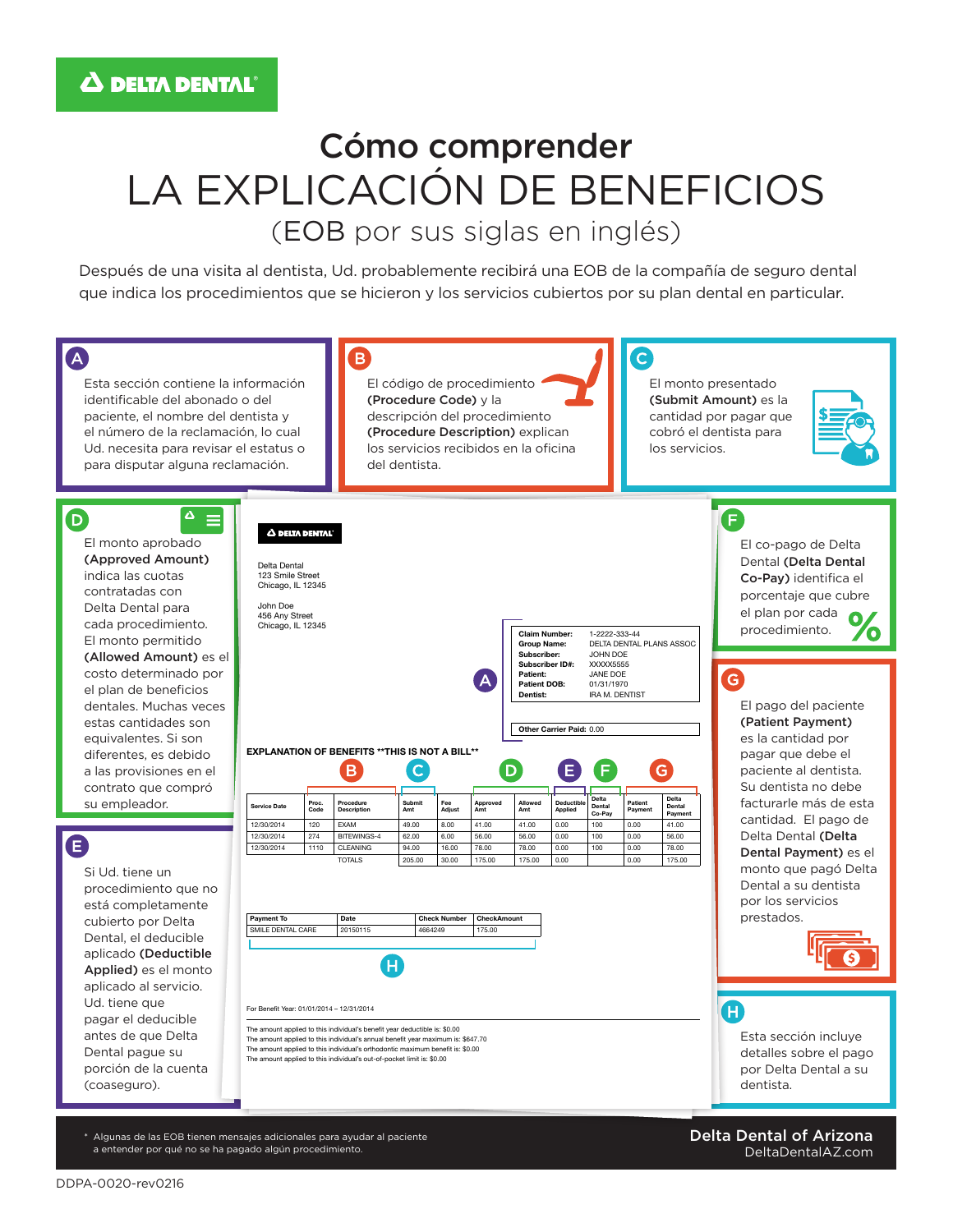DELTA DENTAL

# Cómo comprender

# LA EXPLICACIÓN DE BENEFICIOS

## (EOB por sus siglas en inglés)

Después de una visita al dentista, Ud. probablemente recibirá una EOB de la compañía de seguro dental que indica los procedimientos que se hicieron y los servicios cubiertos por su plan dental en particular.

**A** Esta sección contiene la información identificable del abonado o del paciente, el nombre del dentista y el número de la reclamación, lo cual Ud. necesita para revisar el estatus o para disputar alguna reclamación.

**B** El código de procedimiento **(Procedure Code)** y la descripción del procedimiento **(Procedure Description)** explican los servicios recibidos en la oficina del dentista.

**C** El monto presentado **(Submit Amount)** es la cantidad por pagar que cobró el dentista para los servicios.

**D** El monto aprobado **(Approved Amount)** indica las cuotas contratadas con Delta Dental para cada procedimiento. El monto permitido **(Allowed Amount)** es el costo determinado por el plan de beneficios dentales. Muchas veces estas cantidades son equivalentes. Si son diferentes, es debido a las provisiones en el contrato que compró su empleador.

**E** Si Ud. tiene un procedimiento que no está completamente cubierto por Delta Dental, el deducible aplicado **(Deductible Applied)** es el monto aplicado al servicio. Ud. tiene que pagar el deducible antes de que Delta Dental pague su porción de la cuenta (coaseguro).

DELTA DENTAL

Delta Dental
123 Smile Street
Chicago, IL 12345

John Doe
456 Any Street
Chicago, IL 12345

**A**

| | |
|---|---|
| **Claim Number:** | 1-2222-333-44 |
| **Group Name:** | DELTA DENTAL PLANS ASSOC |
| **Subscriber:** | JOHN DOE |
| **Subscriber ID#:** | XXXXX5555 |
| **Patient:** | JANE DOE |
| **Patient DOB:** | 01/31/1970 |
| **Dentist:** | IRA M. DENTIST |

**Other Carrier Paid:** 0.00

**EXPLANATION OF BENEFITS \*\*THIS IS NOT A BILL\*\***

| Service Date | Proc. Code (B) | Procedure Description (B) | Submit Amt (C) | Fee Adjust | Approved Amt (D) | Allowed Amt (D) | Deductible Applied (E) | Delta Dental Co-Pay (F) | Patient Payment (G) | Delta Dental Payment (G) |
|---|---|---|---|---|---|---|---|---|---|---|
| 12/30/2014 | 120 | EXAM | 49.00 | 8.00 | 41.00 | 41.00 | 0.00 | 100 | 0.00 | 41.00 |
| 12/30/2014 | 274 | BITEWINGS-4 | 62.00 | 6.00 | 56.00 | 56.00 | 0.00 | 100 | 0.00 | 56.00 |
| 12/30/2014 | 1110 | CLEANING | 94.00 | 16.00 | 78.00 | 78.00 | 0.00 | 100 | 0.00 | 78.00 |
| | | TOTALS | 205.00 | 30.00 | 175.00 | 175.00 | 0.00 | | 0.00 | 175.00 |

| Payment To | Date | Check Number | CheckAmount |
|---|---|---|---|
| SMILE DENTAL CARE | 20150115 | 4664249 | 175.00 |

**H**

For Benefit Year: 01/01/2014 – 12/31/2014

The amount applied to this individual's benefit year deductible is: $0.00
The amount applied to this individual's annual benefit year maximum is: $647.70
The amount applied to this individual's orthodontic maximum benefit is: $0.00
The amount applied to this individual's out-of-pocket limit is: $0.00

**F** El co-pago de Delta Dental **(Delta Dental Co-Pay)** identifica el porcentaje que cubre el plan por cada procedimiento.

**G** El pago del paciente **(Patient Payment)** es la cantidad por pagar que debe el paciente al dentista. Su dentista no debe facturarle más de esta cantidad. El pago de Delta Dental **(Delta Dental Payment)** es el monto que pagó Delta Dental a su dentista por los servicios prestados.

**H** Esta sección incluye detalles sobre el pago por Delta Dental a su dentista.

\* Algunas de las EOB tienen mensajes adicionales para ayudar al paciente a entender por qué no se ha pagado algún procedimiento.

**Delta Dental of Arizona**
DeltaDentalAZ.com

DDPA-0020-rev0216